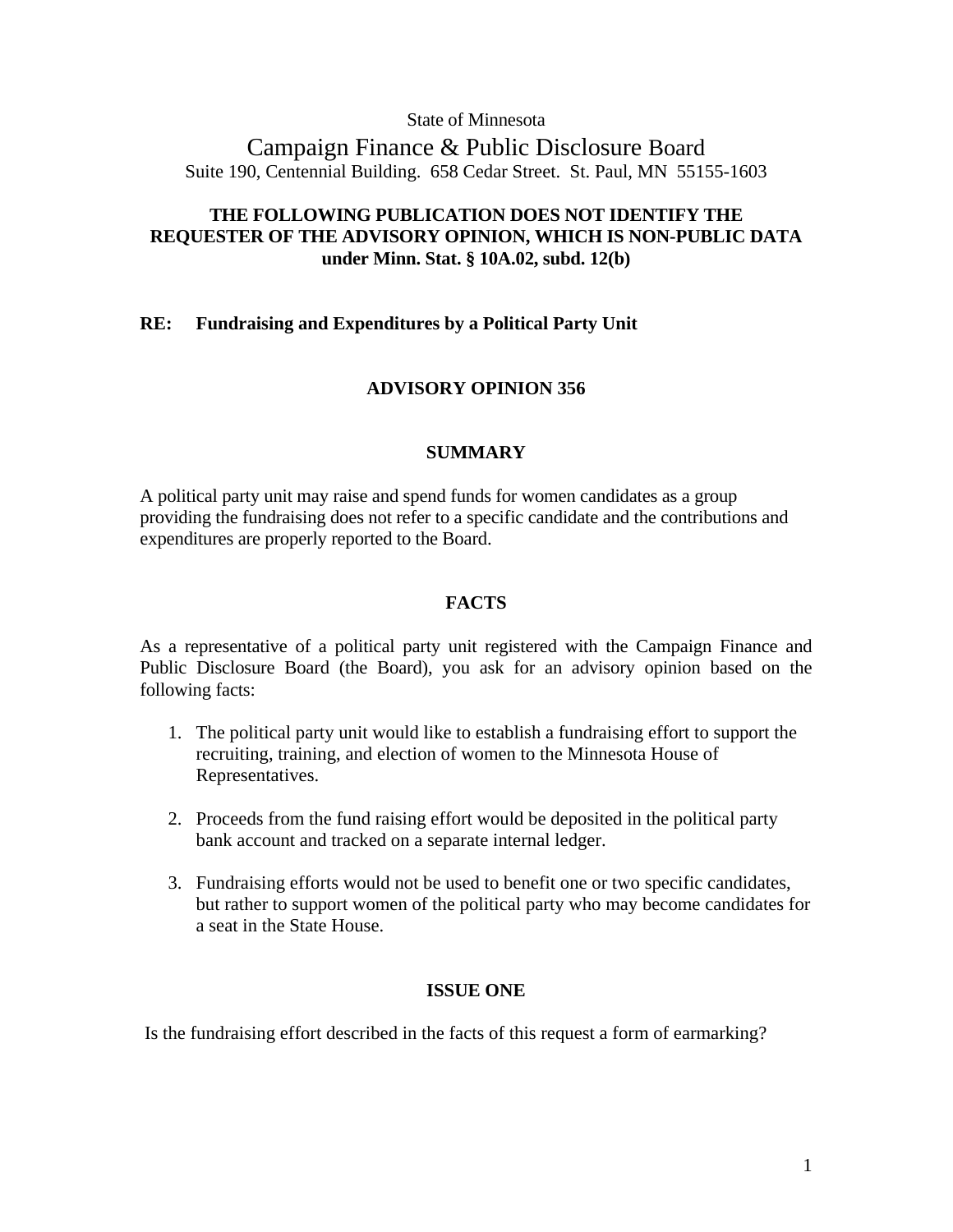State of Minnesota

# Campaign Finance & Public Disclosure Board

Suite 190, Centennial Building. 658 Cedar Street. St. Paul, MN 55155-1603

**THE FOLLOWING PUBLICATION DOES NOT IDENTIFY THE REQUESTER OF THE ADVISORY OPINION, WHICH IS NON-PUBLIC DATA under Minn. Stat. § 10A.02, subd. 12(b)**

**RE: Fundraising and Expenditures by a Political Party Unit**

## ADVISORY OPINION 356

### SUMMARY

A political party unit may raise and spend funds for women candidates as a group providing the fundraising does not refer to a specific candidate and the contributions and expenditures are properly reported to the Board.

### FACTS

As a representative of a political party unit registered with the Campaign Finance and Public Disclosure Board (the Board), you ask for an advisory opinion based on the following facts:

1. The political party unit would like to establish a fundraising effort to support the recruiting, training, and election of women to the Minnesota House of Representatives.

2. Proceeds from the fund raising effort would be deposited in the political party bank account and tracked on a separate internal ledger.

3. Fundraising efforts would not be used to benefit one or two specific candidates, but rather to support women of the political party who may become candidates for a seat in the State House.

### ISSUE ONE

Is the fundraising effort described in the facts of this request a form of earmarking?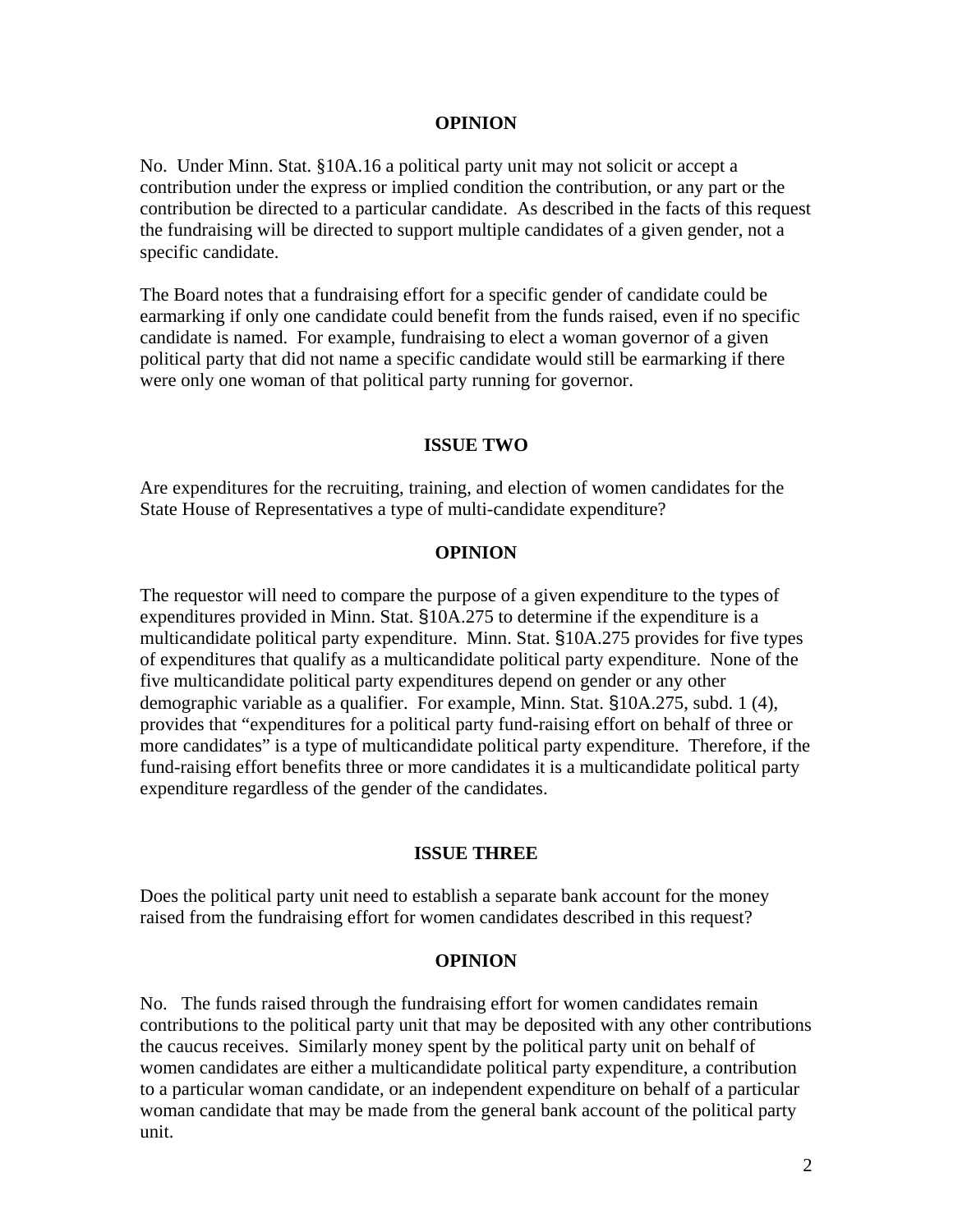**OPINION**

No. Under Minn. Stat. §10A.16 a political party unit may not solicit or accept a contribution under the express or implied condition the contribution, or any part or the contribution be directed to a particular candidate. As described in the facts of this request the fundraising will be directed to support multiple candidates of a given gender, not a specific candidate.

The Board notes that a fundraising effort for a specific gender of candidate could be earmarking if only one candidate could benefit from the funds raised, even if no specific candidate is named. For example, fundraising to elect a woman governor of a given political party that did not name a specific candidate would still be earmarking if there were only one woman of that political party running for governor.

**ISSUE TWO**

Are expenditures for the recruiting, training, and election of women candidates for the State House of Representatives a type of multi-candidate expenditure?

**OPINION**

The requestor will need to compare the purpose of a given expenditure to the types of expenditures provided in Minn. Stat. §10A.275 to determine if the expenditure is a multicandidate political party expenditure. Minn. Stat. §10A.275 provides for five types of expenditures that qualify as a multicandidate political party expenditure. None of the five multicandidate political party expenditures depend on gender or any other demographic variable as a qualifier. For example, Minn. Stat. §10A.275, subd. 1 (4), provides that "expenditures for a political party fund-raising effort on behalf of three or more candidates" is a type of multicandidate political party expenditure. Therefore, if the fund-raising effort benefits three or more candidates it is a multicandidate political party expenditure regardless of the gender of the candidates.

**ISSUE THREE**

Does the political party unit need to establish a separate bank account for the money raised from the fundraising effort for women candidates described in this request?

**OPINION**

No. The funds raised through the fundraising effort for women candidates remain contributions to the political party unit that may be deposited with any other contributions the caucus receives. Similarly money spent by the political party unit on behalf of women candidates are either a multicandidate political party expenditure, a contribution to a particular woman candidate, or an independent expenditure on behalf of a particular woman candidate that may be made from the general bank account of the political party unit.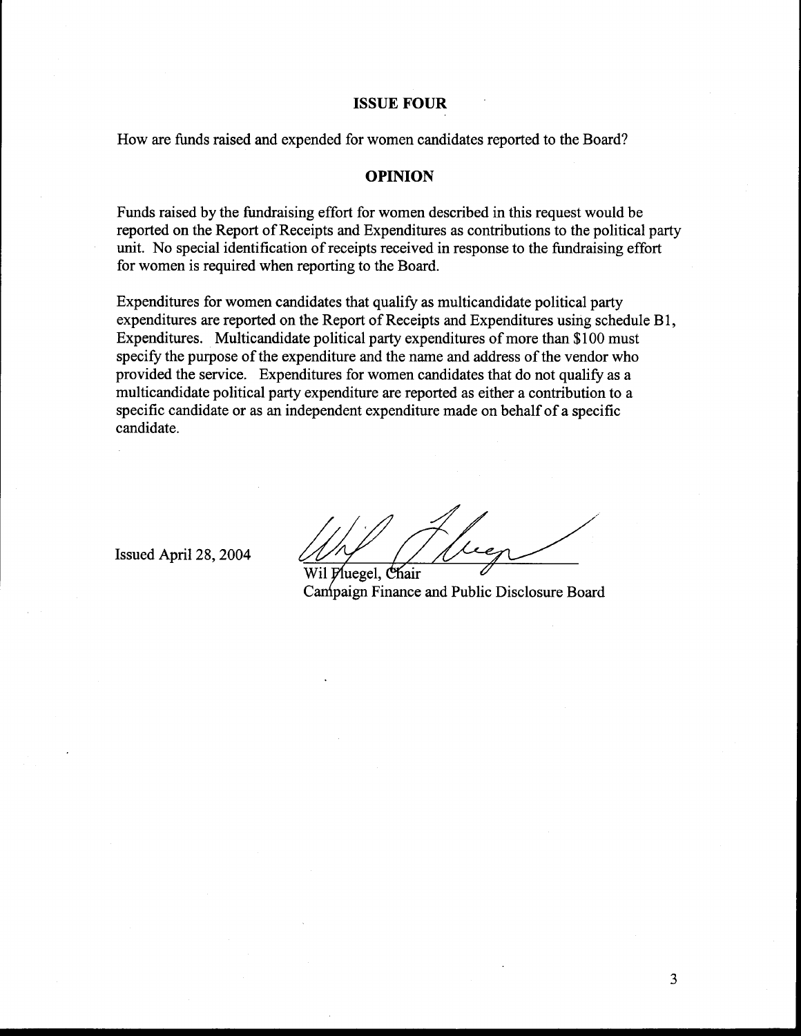## ISSUE FOUR

How are funds raised and expended for women candidates reported to the Board?

## OPINION

Funds raised by the fundraising effort for women described in this request would be reported on the Report of Receipts and Expenditures as contributions to the political party unit. No special identification of receipts received in response to the fundraising effort for women is required when reporting to the Board.

Expenditures for women candidates that qualify as multicandidate political party expenditures are reported on the Report of Receipts and Expenditures using schedule B1, Expenditures. Multicandidate political party expenditures of more than $100 must specify the purpose of the expenditure and the name and address of the vendor who provided the service. Expenditures for women candidates that do not qualify as a multicandidate political party expenditure are reported as either a contribution to a specific candidate or as an independent expenditure made on behalf of a specific candidate.

Issued April 28, 2004

Wil Fluegel, Chair
Campaign Finance and Public Disclosure Board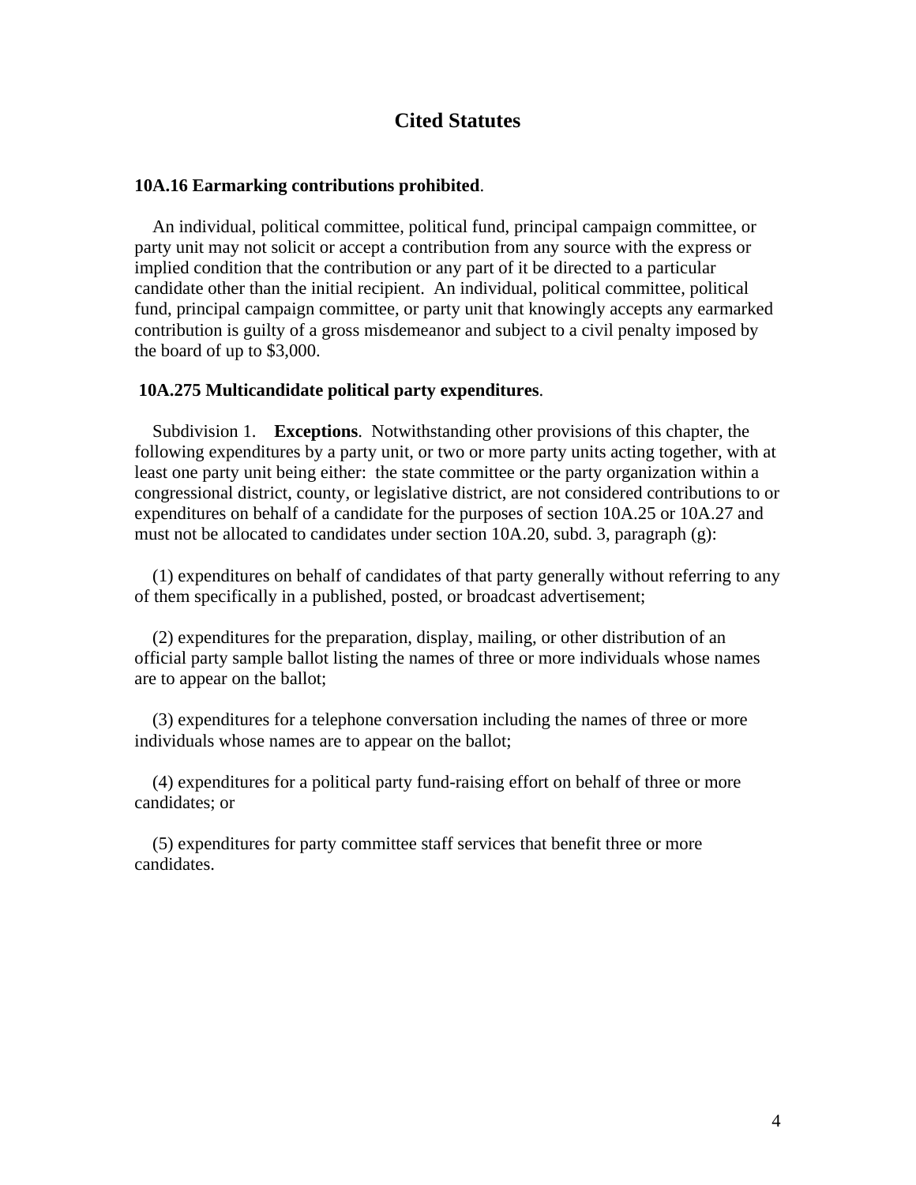## Cited Statutes

**10A.16 Earmarking contributions prohibited**.

An individual, political committee, political fund, principal campaign committee, or party unit may not solicit or accept a contribution from any source with the express or implied condition that the contribution or any part of it be directed to a particular candidate other than the initial recipient. An individual, political committee, political fund, principal campaign committee, or party unit that knowingly accepts any earmarked contribution is guilty of a gross misdemeanor and subject to a civil penalty imposed by the board of up to $3,000.

**10A.275 Multicandidate political party expenditures**.

Subdivision 1. **Exceptions**. Notwithstanding other provisions of this chapter, the following expenditures by a party unit, or two or more party units acting together, with at least one party unit being either: the state committee or the party organization within a congressional district, county, or legislative district, are not considered contributions to or expenditures on behalf of a candidate for the purposes of section 10A.25 or 10A.27 and must not be allocated to candidates under section 10A.20, subd. 3, paragraph (g):

(1) expenditures on behalf of candidates of that party generally without referring to any of them specifically in a published, posted, or broadcast advertisement;

(2) expenditures for the preparation, display, mailing, or other distribution of an official party sample ballot listing the names of three or more individuals whose names are to appear on the ballot;

(3) expenditures for a telephone conversation including the names of three or more individuals whose names are to appear on the ballot;

(4) expenditures for a political party fund-raising effort on behalf of three or more candidates; or

(5) expenditures for party committee staff services that benefit three or more candidates.